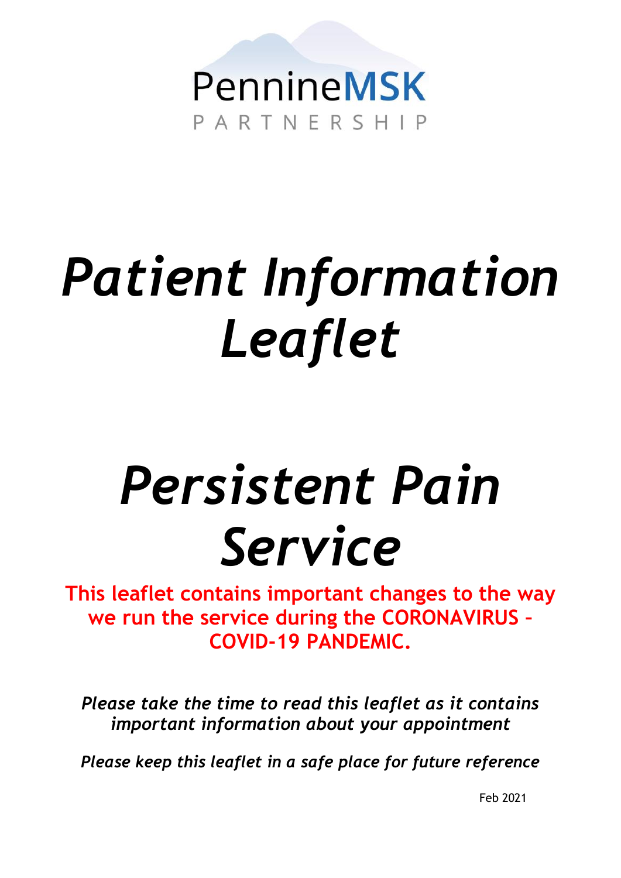PennineMSK

PARTNERSHIP

# *Patient Information Leaflet*

# *Persistent Pain Service*

**This leaflet contains important changes to the way we run the service during the CORONAVIRUS – COVID-19 PANDEMIC.**

***Please take the time to read this leaflet as it contains important information about your appointment***

***Please keep this leaflet in a safe place for future reference***

Feb 2021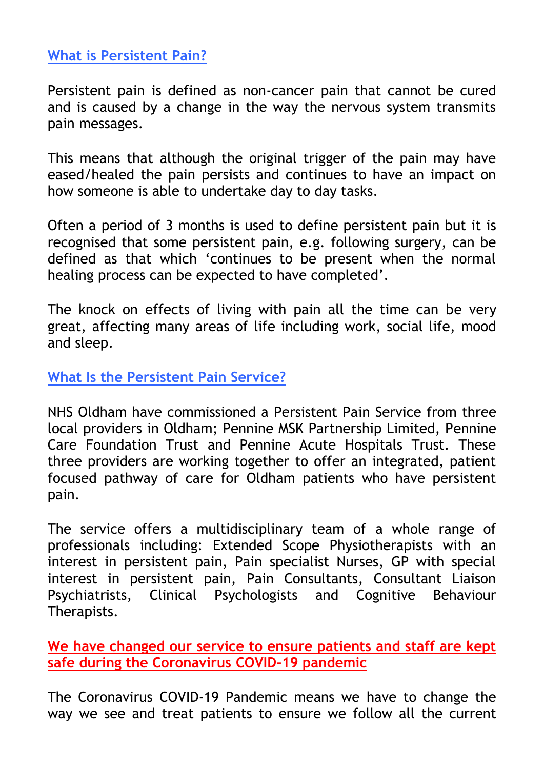## What is Persistent Pain?

Persistent pain is defined as non-cancer pain that cannot be cured and is caused by a change in the way the nervous system transmits pain messages.

This means that although the original trigger of the pain may have eased/healed the pain persists and continues to have an impact on how someone is able to undertake day to day tasks.

Often a period of 3 months is used to define persistent pain but it is recognised that some persistent pain, e.g. following surgery, can be defined as that which 'continues to be present when the normal healing process can be expected to have completed'.

The knock on effects of living with pain all the time can be very great, affecting many areas of life including work, social life, mood and sleep.

## What Is the Persistent Pain Service?

NHS Oldham have commissioned a Persistent Pain Service from three local providers in Oldham; Pennine MSK Partnership Limited, Pennine Care Foundation Trust and Pennine Acute Hospitals Trust. These three providers are working together to offer an integrated, patient focused pathway of care for Oldham patients who have persistent pain.

The service offers a multidisciplinary team of a whole range of professionals including: Extended Scope Physiotherapists with an interest in persistent pain, Pain specialist Nurses, GP with special interest in persistent pain, Pain Consultants, Consultant Liaison Psychiatrists, Clinical Psychologists and Cognitive Behaviour Therapists.

## We have changed our service to ensure patients and staff are kept safe during the Coronavirus COVID-19 pandemic

The Coronavirus COVID-19 Pandemic means we have to change the way we see and treat patients to ensure we follow all the current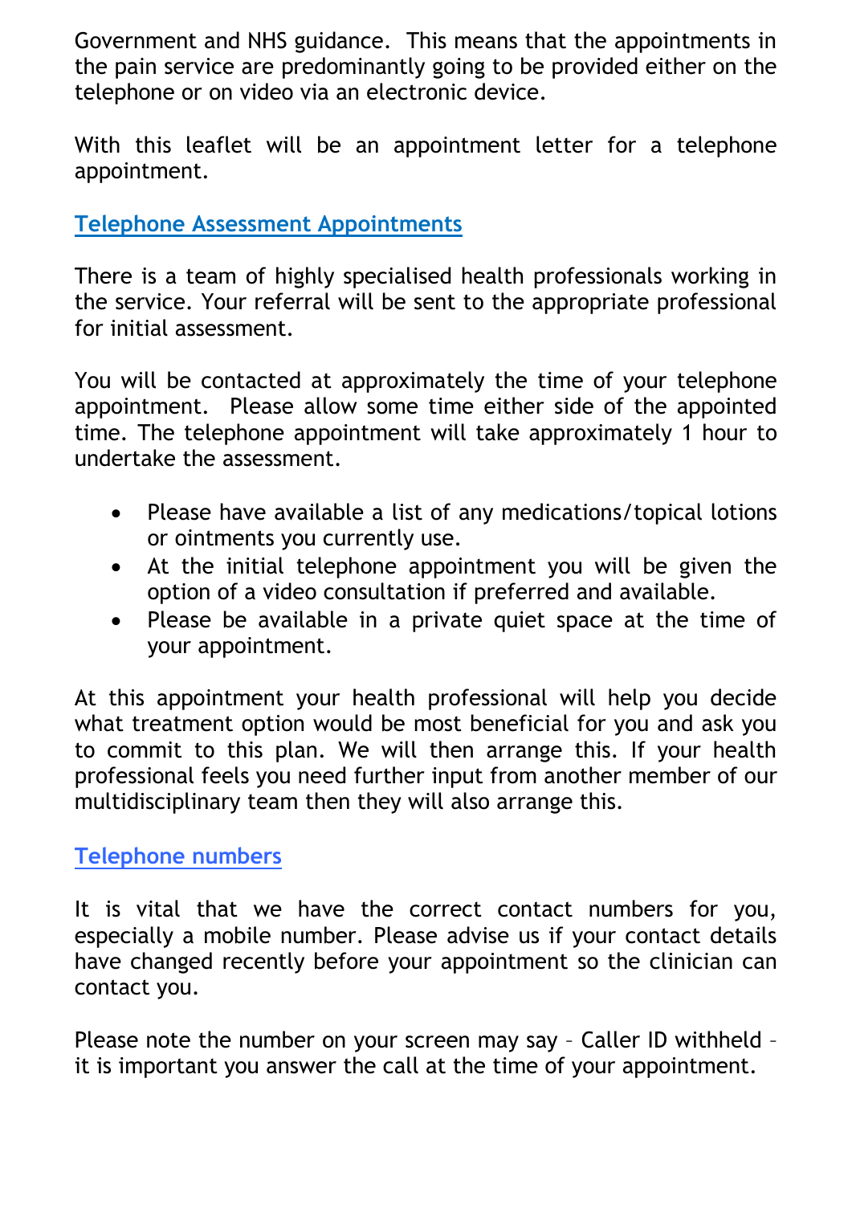Government and NHS guidance. This means that the appointments in the pain service are predominantly going to be provided either on the telephone or on video via an electronic device.

With this leaflet will be an appointment letter for a telephone appointment.

## Telephone Assessment Appointments

There is a team of highly specialised health professionals working in the service. Your referral will be sent to the appropriate professional for initial assessment.

You will be contacted at approximately the time of your telephone appointment. Please allow some time either side of the appointed time. The telephone appointment will take approximately 1 hour to undertake the assessment.

- Please have available a list of any medications/topical lotions or ointments you currently use.
- At the initial telephone appointment you will be given the option of a video consultation if preferred and available.
- Please be available in a private quiet space at the time of your appointment.

At this appointment your health professional will help you decide what treatment option would be most beneficial for you and ask you to commit to this plan. We will then arrange this. If your health professional feels you need further input from another member of our multidisciplinary team then they will also arrange this.

## Telephone numbers

It is vital that we have the correct contact numbers for you, especially a mobile number. Please advise us if your contact details have changed recently before your appointment so the clinician can contact you.

Please note the number on your screen may say – Caller ID withheld – it is important you answer the call at the time of your appointment.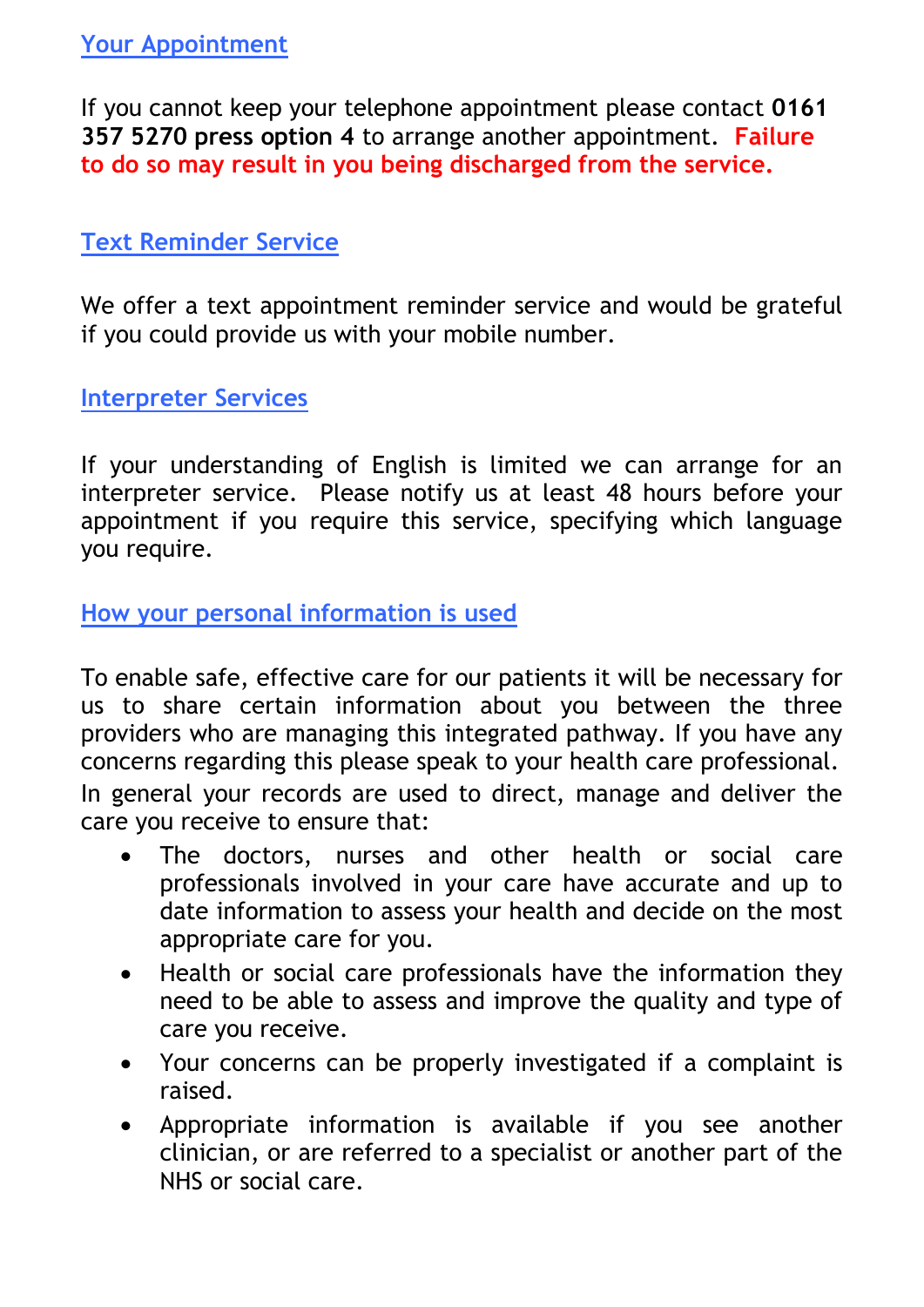## Your Appointment

If you cannot keep your telephone appointment please contact **0161 357 5270 press option 4** to arrange another appointment. **Failure to do so may result in you being discharged from the service.**

## Text Reminder Service

We offer a text appointment reminder service and would be grateful if you could provide us with your mobile number.

## Interpreter Services

If your understanding of English is limited we can arrange for an interpreter service. Please notify us at least 48 hours before your appointment if you require this service, specifying which language you require.

## How your personal information is used

To enable safe, effective care for our patients it will be necessary for us to share certain information about you between the three providers who are managing this integrated pathway. If you have any concerns regarding this please speak to your health care professional.

In general your records are used to direct, manage and deliver the care you receive to ensure that:

- The doctors, nurses and other health or social care professionals involved in your care have accurate and up to date information to assess your health and decide on the most appropriate care for you.
- Health or social care professionals have the information they need to be able to assess and improve the quality and type of care you receive.
- Your concerns can be properly investigated if a complaint is raised.
- Appropriate information is available if you see another clinician, or are referred to a specialist or another part of the NHS or social care.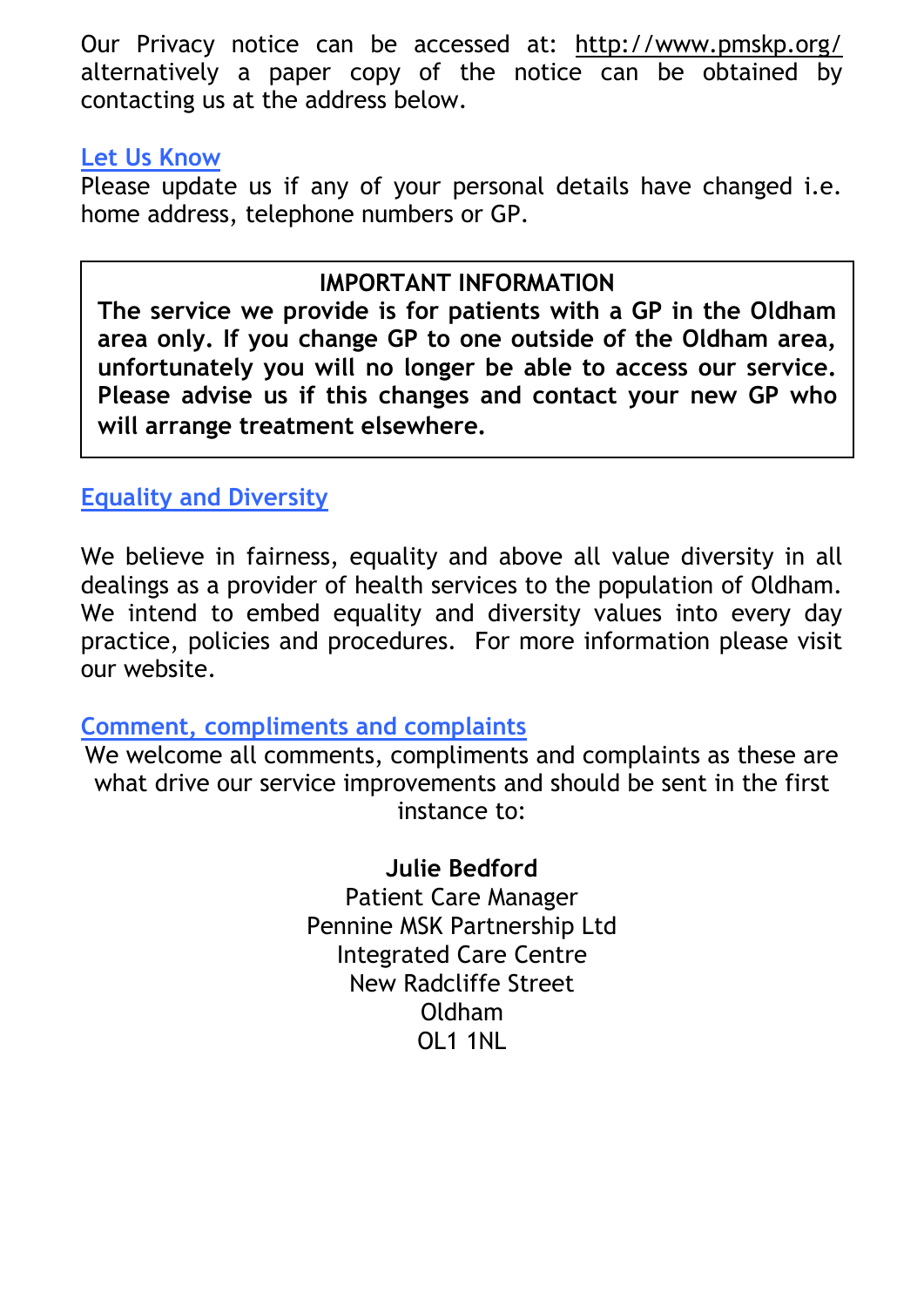Our Privacy notice can be accessed at: http://www.pmskp.org/ alternatively a paper copy of the notice can be obtained by contacting us at the address below.

## Let Us Know

Please update us if any of your personal details have changed i.e. home address, telephone numbers or GP.

> **IMPORTANT INFORMATION**
>
> **The service we provide is for patients with a GP in the Oldham area only. If you change GP to one outside of the Oldham area, unfortunately you will no longer be able to access our service. Please advise us if this changes and contact your new GP who will arrange treatment elsewhere.**

## Equality and Diversity

We believe in fairness, equality and above all value diversity in all dealings as a provider of health services to the population of Oldham. We intend to embed equality and diversity values into every day practice, policies and procedures. For more information please visit our website.

## Comment, compliments and complaints

We welcome all comments, compliments and complaints as these are what drive our service improvements and should be sent in the first instance to:

**Julie Bedford**
Patient Care Manager
Pennine MSK Partnership Ltd
Integrated Care Centre
New Radcliffe Street
Oldham
OL1 1NL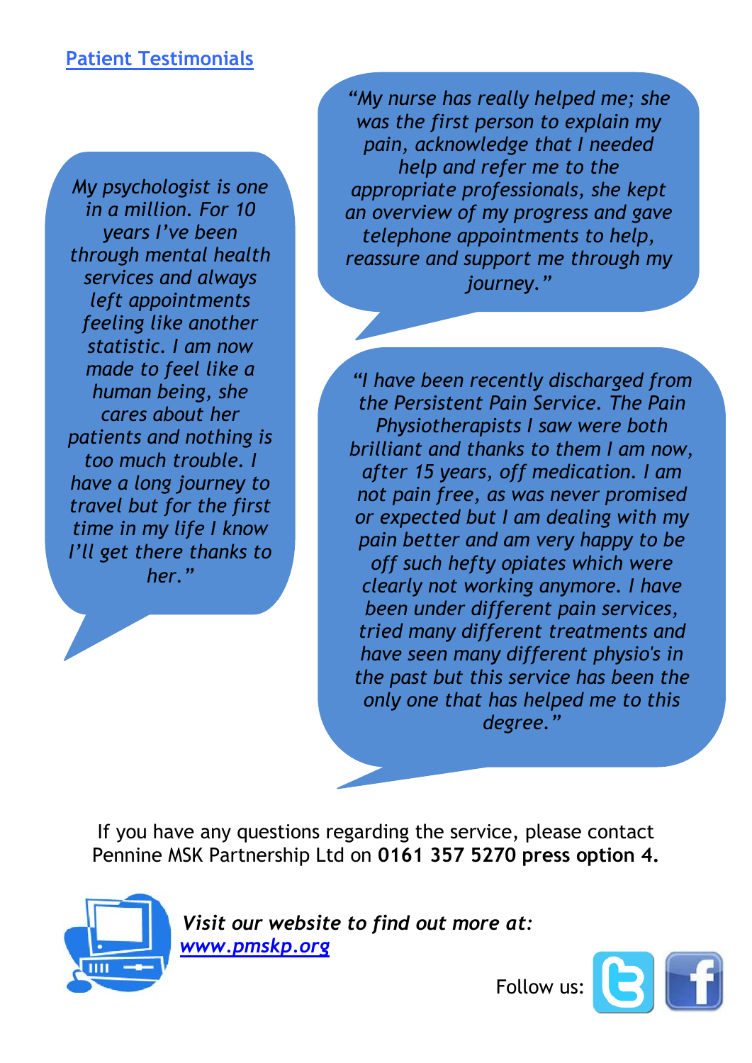## Patient Testimonials

*My psychologist is one in a million. For 10 years I've been through mental health services and always left appointments feeling like another statistic. I am now made to feel like a human being, she cares about her patients and nothing is too much trouble. I have a long journey to travel but for the first time in my life I know I'll get there thanks to her."*

*"My nurse has really helped me; she was the first person to explain my pain, acknowledge that I needed help and refer me to the appropriate professionals, she kept an overview of my progress and gave telephone appointments to help, reassure and support me through my journey."*

*"I have been recently discharged from the Persistent Pain Service. The Pain Physiotherapists I saw were both brilliant and thanks to them I am now, after 15 years, off medication. I am not pain free, as was never promised or expected but I am dealing with my pain better and am very happy to be off such hefty opiates which were clearly not working anymore. I have been under different pain services, tried many different treatments and have seen many different physio's in the past but this service has been the only one that has helped me to this degree."*

If you have any questions regarding the service, please contact Pennine MSK Partnership Ltd on **0161 357 5270 press option 4.**

***Visit our website to find out more at:*** ***www.pmskp.org***

Follow us: